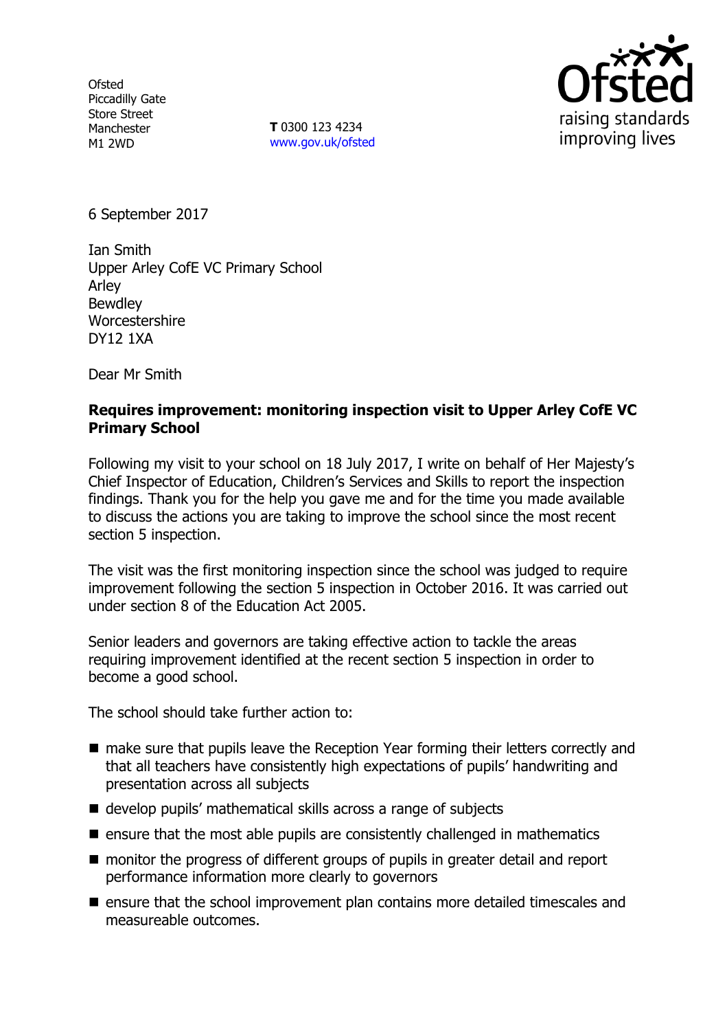Ofsted
Piccadilly Gate
Store Street
Manchester
M1 2WD

**T** 0300 123 4234
www.gov.uk/ofsted

6 September 2017

Ian Smith
Upper Arley CofE VC Primary School
Arley
Bewdley
Worcestershire
DY12 1XA

Dear Mr Smith

**Requires improvement: monitoring inspection visit to Upper Arley CofE VC Primary School**

Following my visit to your school on 18 July 2017, I write on behalf of Her Majesty's Chief Inspector of Education, Children's Services and Skills to report the inspection findings. Thank you for the help you gave me and for the time you made available to discuss the actions you are taking to improve the school since the most recent section 5 inspection.

The visit was the first monitoring inspection since the school was judged to require improvement following the section 5 inspection in October 2016. It was carried out under section 8 of the Education Act 2005.

Senior leaders and governors are taking effective action to tackle the areas requiring improvement identified at the recent section 5 inspection in order to become a good school.

The school should take further action to:

- make sure that pupils leave the Reception Year forming their letters correctly and that all teachers have consistently high expectations of pupils' handwriting and presentation across all subjects
- develop pupils' mathematical skills across a range of subjects
- ensure that the most able pupils are consistently challenged in mathematics
- monitor the progress of different groups of pupils in greater detail and report performance information more clearly to governors
- ensure that the school improvement plan contains more detailed timescales and measureable outcomes.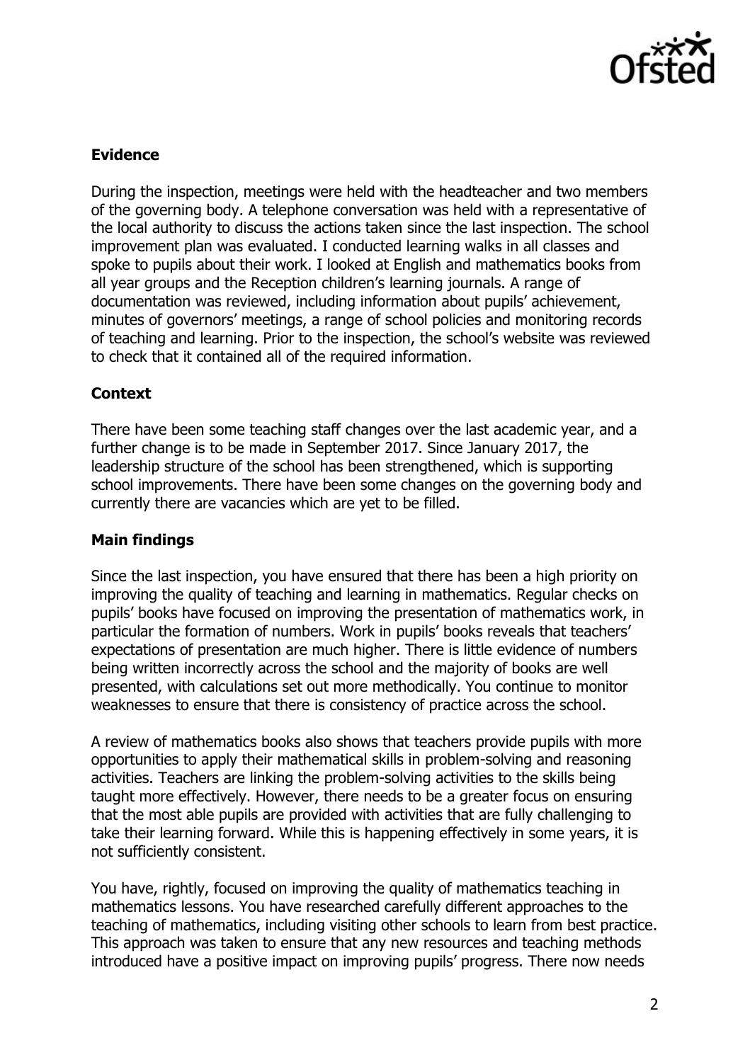## Evidence

During the inspection, meetings were held with the headteacher and two members of the governing body. A telephone conversation was held with a representative of the local authority to discuss the actions taken since the last inspection. The school improvement plan was evaluated. I conducted learning walks in all classes and spoke to pupils about their work. I looked at English and mathematics books from all year groups and the Reception children's learning journals. A range of documentation was reviewed, including information about pupils' achievement, minutes of governors' meetings, a range of school policies and monitoring records of teaching and learning. Prior to the inspection, the school's website was reviewed to check that it contained all of the required information.

## Context

There have been some teaching staff changes over the last academic year, and a further change is to be made in September 2017. Since January 2017, the leadership structure of the school has been strengthened, which is supporting school improvements. There have been some changes on the governing body and currently there are vacancies which are yet to be filled.

## Main findings

Since the last inspection, you have ensured that there has been a high priority on improving the quality of teaching and learning in mathematics. Regular checks on pupils' books have focused on improving the presentation of mathematics work, in particular the formation of numbers. Work in pupils' books reveals that teachers' expectations of presentation are much higher. There is little evidence of numbers being written incorrectly across the school and the majority of books are well presented, with calculations set out more methodically. You continue to monitor weaknesses to ensure that there is consistency of practice across the school.

A review of mathematics books also shows that teachers provide pupils with more opportunities to apply their mathematical skills in problem-solving and reasoning activities. Teachers are linking the problem-solving activities to the skills being taught more effectively. However, there needs to be a greater focus on ensuring that the most able pupils are provided with activities that are fully challenging to take their learning forward. While this is happening effectively in some years, it is not sufficiently consistent.

You have, rightly, focused on improving the quality of mathematics teaching in mathematics lessons. You have researched carefully different approaches to the teaching of mathematics, including visiting other schools to learn from best practice. This approach was taken to ensure that any new resources and teaching methods introduced have a positive impact on improving pupils' progress. There now needs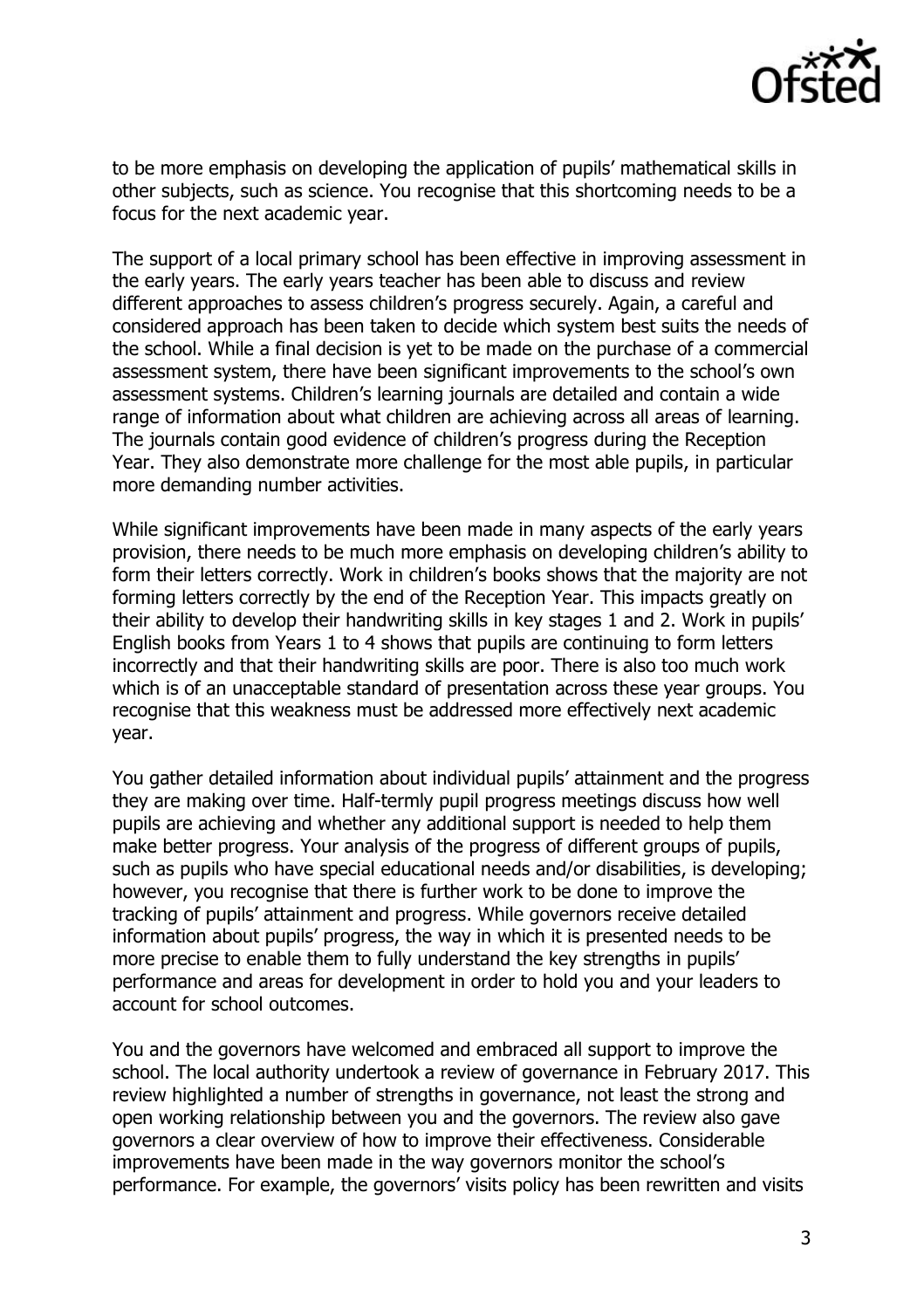to be more emphasis on developing the application of pupils' mathematical skills in other subjects, such as science. You recognise that this shortcoming needs to be a focus for the next academic year.

The support of a local primary school has been effective in improving assessment in the early years. The early years teacher has been able to discuss and review different approaches to assess children's progress securely. Again, a careful and considered approach has been taken to decide which system best suits the needs of the school. While a final decision is yet to be made on the purchase of a commercial assessment system, there have been significant improvements to the school's own assessment systems. Children's learning journals are detailed and contain a wide range of information about what children are achieving across all areas of learning. The journals contain good evidence of children's progress during the Reception Year. They also demonstrate more challenge for the most able pupils, in particular more demanding number activities.

While significant improvements have been made in many aspects of the early years provision, there needs to be much more emphasis on developing children's ability to form their letters correctly. Work in children's books shows that the majority are not forming letters correctly by the end of the Reception Year. This impacts greatly on their ability to develop their handwriting skills in key stages 1 and 2. Work in pupils' English books from Years 1 to 4 shows that pupils are continuing to form letters incorrectly and that their handwriting skills are poor. There is also too much work which is of an unacceptable standard of presentation across these year groups. You recognise that this weakness must be addressed more effectively next academic year.

You gather detailed information about individual pupils' attainment and the progress they are making over time. Half-termly pupil progress meetings discuss how well pupils are achieving and whether any additional support is needed to help them make better progress. Your analysis of the progress of different groups of pupils, such as pupils who have special educational needs and/or disabilities, is developing; however, you recognise that there is further work to be done to improve the tracking of pupils' attainment and progress. While governors receive detailed information about pupils' progress, the way in which it is presented needs to be more precise to enable them to fully understand the key strengths in pupils' performance and areas for development in order to hold you and your leaders to account for school outcomes.

You and the governors have welcomed and embraced all support to improve the school. The local authority undertook a review of governance in February 2017. This review highlighted a number of strengths in governance, not least the strong and open working relationship between you and the governors. The review also gave governors a clear overview of how to improve their effectiveness. Considerable improvements have been made in the way governors monitor the school's performance. For example, the governors' visits policy has been rewritten and visits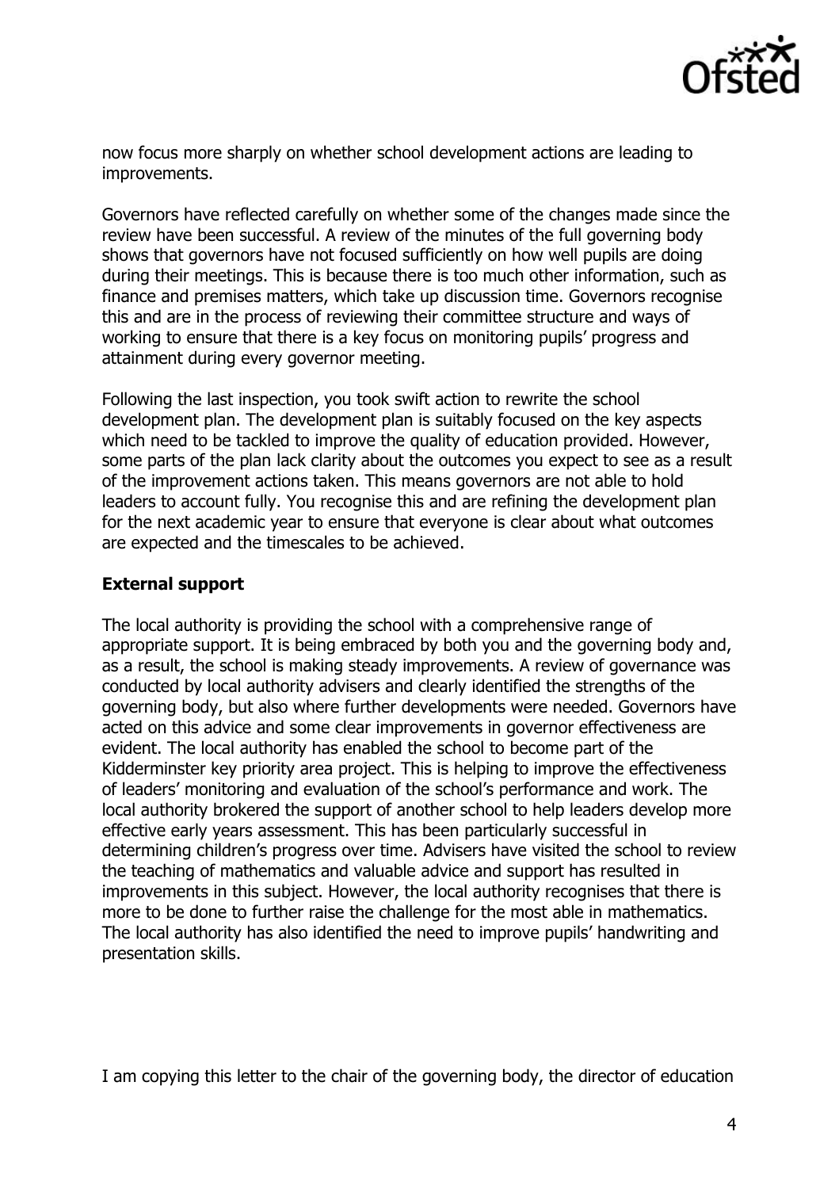now focus more sharply on whether school development actions are leading to improvements.

Governors have reflected carefully on whether some of the changes made since the review have been successful. A review of the minutes of the full governing body shows that governors have not focused sufficiently on how well pupils are doing during their meetings. This is because there is too much other information, such as finance and premises matters, which take up discussion time. Governors recognise this and are in the process of reviewing their committee structure and ways of working to ensure that there is a key focus on monitoring pupils' progress and attainment during every governor meeting.

Following the last inspection, you took swift action to rewrite the school development plan. The development plan is suitably focused on the key aspects which need to be tackled to improve the quality of education provided. However, some parts of the plan lack clarity about the outcomes you expect to see as a result of the improvement actions taken. This means governors are not able to hold leaders to account fully. You recognise this and are refining the development plan for the next academic year to ensure that everyone is clear about what outcomes are expected and the timescales to be achieved.

**External support**

The local authority is providing the school with a comprehensive range of appropriate support. It is being embraced by both you and the governing body and, as a result, the school is making steady improvements. A review of governance was conducted by local authority advisers and clearly identified the strengths of the governing body, but also where further developments were needed. Governors have acted on this advice and some clear improvements in governor effectiveness are evident. The local authority has enabled the school to become part of the Kidderminster key priority area project. This is helping to improve the effectiveness of leaders' monitoring and evaluation of the school's performance and work. The local authority brokered the support of another school to help leaders develop more effective early years assessment. This has been particularly successful in determining children's progress over time. Advisers have visited the school to review the teaching of mathematics and valuable advice and support has resulted in improvements in this subject. However, the local authority recognises that there is more to be done to further raise the challenge for the most able in mathematics. The local authority has also identified the need to improve pupils' handwriting and presentation skills.

I am copying this letter to the chair of the governing body, the director of education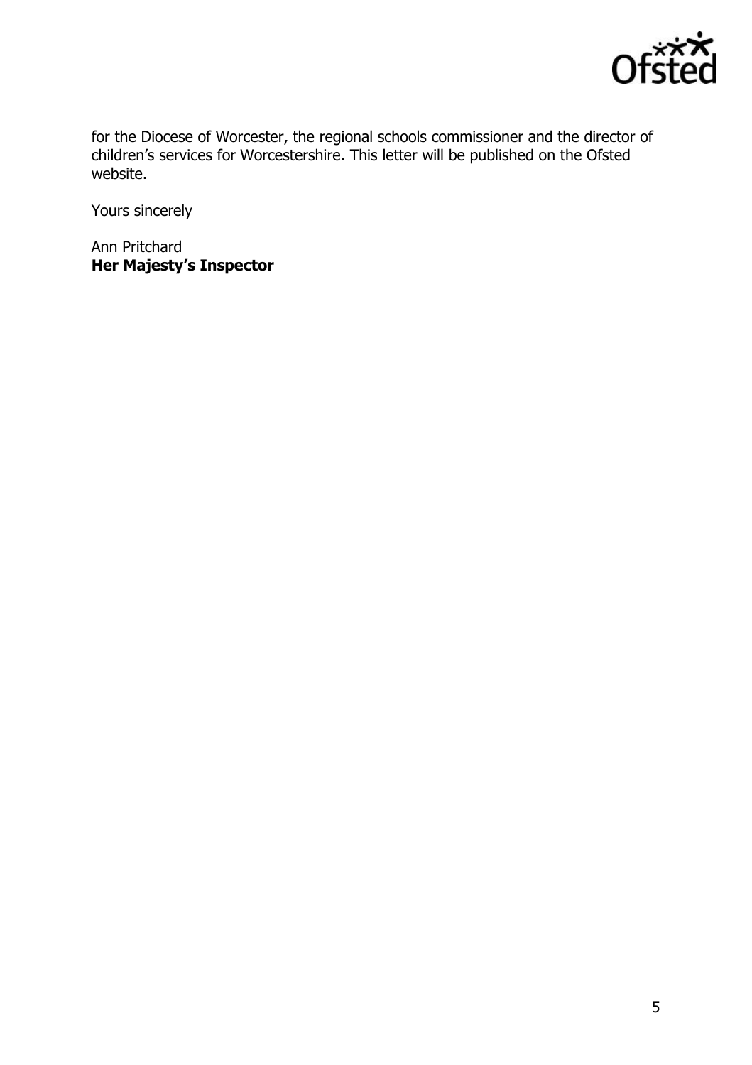for the Diocese of Worcester, the regional schools commissioner and the director of children's services for Worcestershire. This letter will be published on the Ofsted website.

Yours sincerely

Ann Pritchard
**Her Majesty's Inspector**